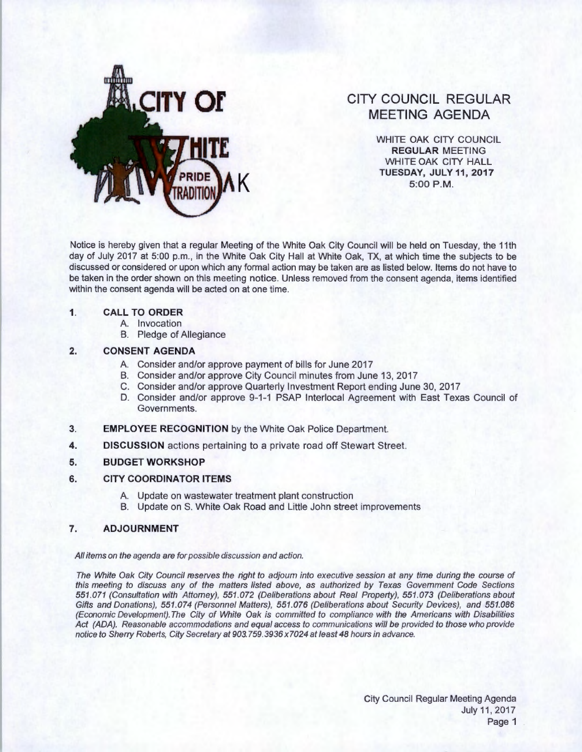# CITY COUNCIL REGULAR MEETING AGENDA

WHITE OAK CITY COUNCIL
**REGULAR** MEETING
WHITE OAK CITY HALL
**TUESDAY, JULY 11, 2017**
5:00 P.M.

Notice is hereby given that a regular Meeting of the White Oak City Council will be held on Tuesday, the 11th day of July 2017 at 5:00 p.m., in the White Oak City Hall at White Oak, TX, at which time the subjects to be discussed or considered or upon which any formal action may be taken are as listed below. Items do not have to be taken in the order shown on this meeting notice. Unless removed from the consent agenda, items identified within the consent agenda will be acted on at one time.

1. **CALL TO ORDER**
   - A. Invocation
   - B. Pledge of Allegiance

2. **CONSENT AGENDA**
   - A. Consider and/or approve payment of bills for June 2017
   - B. Consider and/or approve City Council minutes from June 13, 2017
   - C. Consider and/or approve Quarterly Investment Report ending June 30, 2017
   - D. Consider and/or approve 9-1-1 PSAP Interlocal Agreement with East Texas Council of Governments.

3. **EMPLOYEE RECOGNITION** by the White Oak Police Department.

4. **DISCUSSION** actions pertaining to a private road off Stewart Street.

5. **BUDGET WORKSHOP**

6. **CITY COORDINATOR ITEMS**
   - A. Update on wastewater treatment plant construction
   - B. Update on S. White Oak Road and Little John street improvements

7. **ADJOURNMENT**

*All items on the agenda are for possible discussion and action.*

*The White Oak City Council reserves the right to adjourn into executive session at any time during the course of this meeting to discuss any of the matters listed above, as authorized by Texas Government Code Sections 551.071 (Consultation with Attorney), 551.072 (Deliberations about Real Property), 551.073 (Deliberations about Gifts and Donations), 551.074 (Personnel Matters), 551.076 (Deliberations about Security Devices), and 551.086 (Economic Development). The City of White Oak is committed to compliance with the Americans with Disabilities Act (ADA). Reasonable accommodations and equal access to communications will be provided to those who provide notice to Sherry Roberts, City Secretary at 903.759.3936 x7024 at least 48 hours in advance.*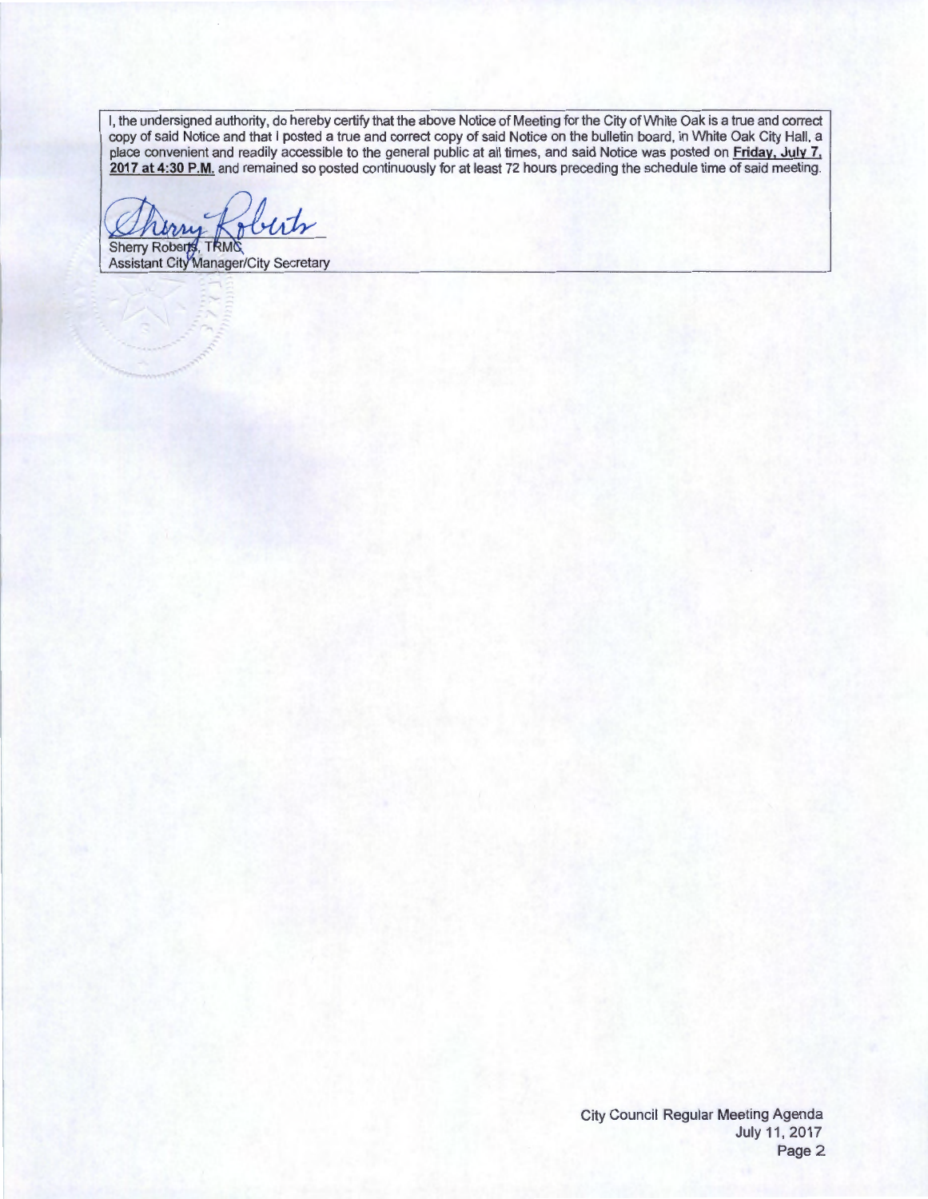I, the undersigned authority, do hereby certify that the above Notice of Meeting for the City of White Oak is a true and correct copy of said Notice and that I posted a true and correct copy of said Notice on the bulletin board, in White Oak City Hall, a place convenient and readily accessible to the general public at all times, and said Notice was posted on **Friday, July 7, 2017 at 4:30 P.M.** and remained so posted continuously for at least 72 hours preceding the schedule time of said meeting.

Sherry Roberts, TRMC
Assistant City Manager/City Secretary